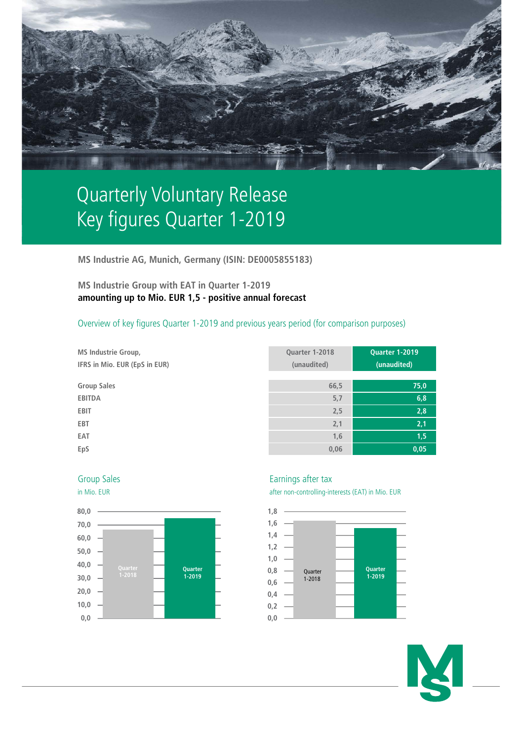# Quarterly Voluntary Release
# Key figures Quarter 1-2019

**MS Industrie AG, Munich, Germany (ISIN: DE0005855183)**

**MS Industrie Group with EAT in Quarter 1-2019**
**amounting up to Mio. EUR 1,5 - positive annual forecast**

## Overview of key figures Quarter 1-2019 and previous years period (for comparison purposes)

| MS Industrie Group, IFRS in Mio. EUR (EpS in EUR) | Quarter 1-2018 (unaudited) | Quarter 1-2019 (unaudited) |
|---|---|---|
| Group Sales | 66,5 | 75,0 |
| EBITDA | 5,7 | 6,8 |
| EBIT | 2,5 | 2,8 |
| EBT | 2,1 | 2,1 |
| EAT | 1,6 | 1,5 |
| EpS | 0,06 | 0,05 |

### Group Sales

in Mio. EUR

| | Quarter 1-2018 | Quarter 1-2019 |
|---|---|---|
| Group Sales | 66,5 | 75,0 |

### Earnings after tax

after non-controlling-interests (EAT) in Mio. EUR

| | Quarter 1-2018 | Quarter 1-2019 |
|---|---|---|
| EAT | 1,6 | 1,5 |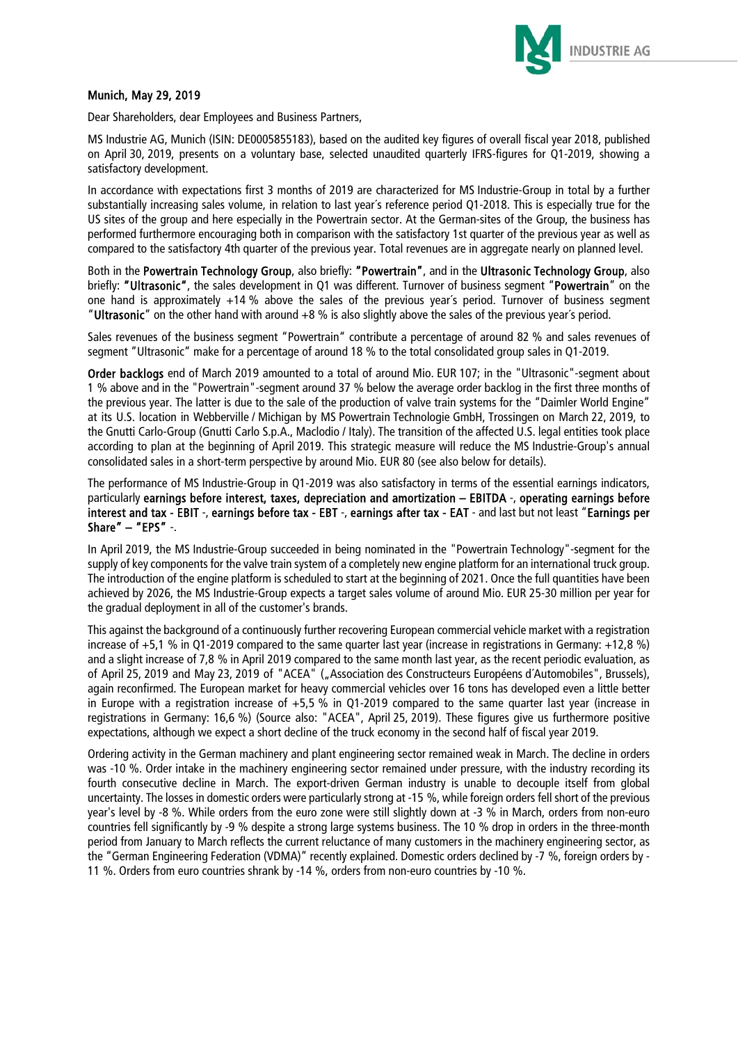**Munich, May 29, 2019**

Dear Shareholders, dear Employees and Business Partners,

MS Industrie AG, Munich (ISIN: DE0005855183), based on the audited key figures of overall fiscal year 2018, published on April 30, 2019, presents on a voluntary base, selected unaudited quarterly IFRS-figures for Q1-2019, showing a satisfactory development.

In accordance with expectations first 3 months of 2019 are characterized for MS Industrie-Group in total by a further substantially increasing sales volume, in relation to last year´s reference period Q1-2018. This is especially true for the US sites of the group and here especially in the Powertrain sector. At the German-sites of the Group, the business has performed furthermore encouraging both in comparison with the satisfactory 1st quarter of the previous year as well as compared to the satisfactory 4th quarter of the previous year. Total revenues are in aggregate nearly on planned level.

Both in the **Powertrain Technology Group**, also briefly: **"Powertrain"**, and in the **Ultrasonic Technology Group**, also briefly: **"Ultrasonic"**, the sales development in Q1 was different. Turnover of business segment "**Powertrain**" on the one hand is approximately +14 % above the sales of the previous year´s period. Turnover of business segment "**Ultrasonic**" on the other hand with around +8 % is also slightly above the sales of the previous year´s period.

Sales revenues of the business segment "Powertrain" contribute a percentage of around 82 % and sales revenues of segment "Ultrasonic" make for a percentage of around 18 % to the total consolidated group sales in Q1-2019.

**Order backlogs** end of March 2019 amounted to a total of around Mio. EUR 107; in the "Ultrasonic"-segment about 1 % above and in the "Powertrain"-segment around 37 % below the average order backlog in the first three months of the previous year. The latter is due to the sale of the production of valve train systems for the "Daimler World Engine" at its U.S. location in Webberville / Michigan by MS Powertrain Technologie GmbH, Trossingen on March 22, 2019, to the Gnutti Carlo-Group (Gnutti Carlo S.p.A., Maclodio / Italy). The transition of the affected U.S. legal entities took place according to plan at the beginning of April 2019. This strategic measure will reduce the MS Industrie-Group's annual consolidated sales in a short-term perspective by around Mio. EUR 80 (see also below for details).

The performance of MS Industrie-Group in Q1-2019 was also satisfactory in terms of the essential earnings indicators, particularly **earnings before interest, taxes, depreciation and amortization – EBITDA** -, **operating earnings before interest and tax - EBIT** -, **earnings before tax - EBT** -, **earnings after tax - EAT** - and last but not least **"Earnings per Share" – "EPS"** -.

In April 2019, the MS Industrie-Group succeeded in being nominated in the "Powertrain Technology"-segment for the supply of key components for the valve train system of a completely new engine platform for an international truck group. The introduction of the engine platform is scheduled to start at the beginning of 2021. Once the full quantities have been achieved by 2026, the MS Industrie-Group expects a target sales volume of around Mio. EUR 25-30 million per year for the gradual deployment in all of the customer's brands.

This against the background of a continuously further recovering European commercial vehicle market with a registration increase of +5,1 % in Q1-2019 compared to the same quarter last year (increase in registrations in Germany: +12,8 %) and a slight increase of 7,8 % in April 2019 compared to the same month last year, as the recent periodic evaluation, as of April 25, 2019 and May 23, 2019 of "ACEA" („Association des Constructeurs Européens d´Automobiles", Brussels), again reconfirmed. The European market for heavy commercial vehicles over 16 tons has developed even a little better in Europe with a registration increase of +5,5 % in Q1-2019 compared to the same quarter last year (increase in registrations in Germany: 16,6 %) (Source also: "ACEA", April 25, 2019). These figures give us furthermore positive expectations, although we expect a short decline of the truck economy in the second half of fiscal year 2019.

Ordering activity in the German machinery and plant engineering sector remained weak in March. The decline in orders was -10 %. Order intake in the machinery engineering sector remained under pressure, with the industry recording its fourth consecutive decline in March. The export-driven German industry is unable to decouple itself from global uncertainty. The losses in domestic orders were particularly strong at -15 %, while foreign orders fell short of the previous year's level by -8 %. While orders from the euro zone were still slightly down at -3 % in March, orders from non-euro countries fell significantly by -9 % despite a strong large systems business. The 10 % drop in orders in the three-month period from January to March reflects the current reluctance of many customers in the machinery engineering sector, as the "German Engineering Federation (VDMA)" recently explained. Domestic orders declined by -7 %, foreign orders by -11 %. Orders from euro countries shrank by -14 %, orders from non-euro countries by -10 %.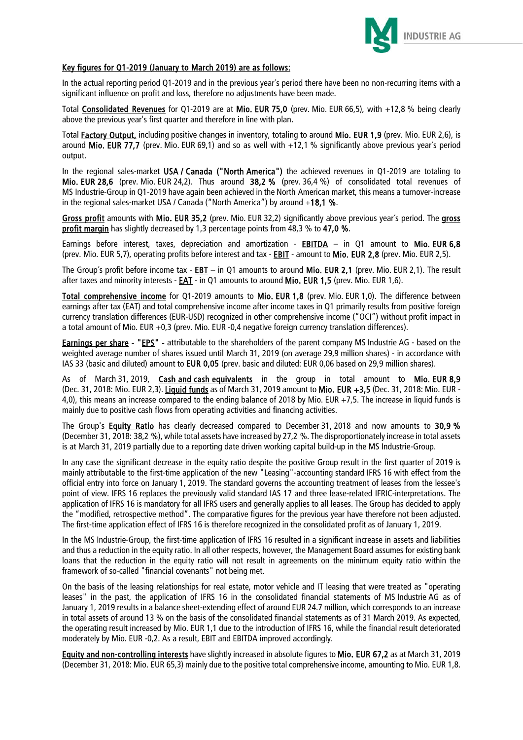Key figures for Q1-2019 (January to March 2019) are as follows:

In the actual reporting period Q1-2019 and in the previous year´s period there have been no non-recurring items with a significant influence on profit and loss, therefore no adjustments have been made.

Total **Consolidated Revenues** for Q1-2019 are at **Mio. EUR 75,0** (prev. Mio. EUR 66,5), with +12,8 % being clearly above the previous year's first quarter and therefore in line with plan.

Total **Factory Output**, including positive changes in inventory, totaling to around **Mio. EUR 1,9** (prev. Mio. EUR 2,6), is around **Mio. EUR 77,7** (prev. Mio. EUR 69,1) and so as well with +12,1 % significantly above previous year´s period output.

In the regional sales-market **USA / Canada ("North America")** the achieved revenues in Q1-2019 are totaling to **Mio. EUR 28,6** (prev. Mio. EUR 24,2). Thus around **38,2 %** (prev. 36,4 %) of consolidated total revenues of MS Industrie-Group in Q1-2019 have again been achieved in the North American market, this means a turnover-increase in the regional sales-market USA / Canada ("North America") by around **+18,1 %**.

**Gross profit** amounts with **Mio. EUR 35,2** (prev. Mio. EUR 32,2) significantly above previous year´s period. The **gross profit margin** has slightly decreased by 1,3 percentage points from 48,3 % to **47,0 %**.

Earnings before interest, taxes, depreciation and amortization - **EBITDA** – in Q1 amount to **Mio. EUR 6,8** (prev. Mio. EUR 5,7), operating profits before interest and tax - **EBIT** - amount to **Mio. EUR 2,8** (prev. Mio. EUR 2,5).

The Group´s profit before income tax - **EBT** – in Q1 amounts to around **Mio. EUR 2,1** (prev. Mio. EUR 2,1). The result after taxes and minority interests - **EAT** - in Q1 amounts to around **Mio. EUR 1,5** (prev. Mio. EUR 1,6).

**Total comprehensive income** for Q1-2019 amounts to **Mio. EUR 1,8** (prev. Mio. EUR 1,0). The difference between earnings after tax (EAT) and total comprehensive income after income taxes in Q1 primarily results from positive foreign currency translation differences (EUR-USD) recognized in other comprehensive income ("OCI") without profit impact in a total amount of Mio. EUR +0,3 (prev. Mio. EUR -0,4 negative foreign currency translation differences).

**Earnings per share - "EPS"** - attributable to the shareholders of the parent company MS Industrie AG - based on the weighted average number of shares issued until March 31, 2019 (on average 29,9 million shares) - in accordance with IAS 33 (basic and diluted) amount to **EUR 0,05** (prev. basic and diluted: EUR 0,06 based on 29,9 million shares).

As of March 31, 2019, **Cash and cash equivalents** in the group in total amount to **Mio. EUR 8,9** (Dec. 31, 2018: Mio. EUR 2,3). **Liquid funds** as of March 31, 2019 amount to **Mio. EUR +3,5** (Dec. 31, 2018: Mio. EUR -4,0), this means an increase compared to the ending balance of 2018 by Mio. EUR +7,5. The increase in liquid funds is mainly due to positive cash flows from operating activities and financing activities.

The Group's **Equity Ratio** has clearly decreased compared to December 31, 2018 and now amounts to **30,9 %** (December 31, 2018: 38,2 %), while total assets have increased by 27,2 %. The disproportionately increase in total assets is at March 31, 2019 partially due to a reporting date driven working capital build-up in the MS Industrie-Group.

In any case the significant decrease in the equity ratio despite the positive Group result in the first quarter of 2019 is mainly attributable to the first-time application of the new "Leasing"-accounting standard IFRS 16 with effect from the official entry into force on January 1, 2019. The standard governs the accounting treatment of leases from the lessee's point of view. IFRS 16 replaces the previously valid standard IAS 17 and three lease-related IFRIC-interpretations. The application of IFRS 16 is mandatory for all IFRS users and generally applies to all leases. The Group has decided to apply the "modified, retrospective method". The comparative figures for the previous year have therefore not been adjusted. The first-time application effect of IFRS 16 is therefore recognized in the consolidated profit as of January 1, 2019.

In the MS Industrie-Group, the first-time application of IFRS 16 resulted in a significant increase in assets and liabilities and thus a reduction in the equity ratio. In all other respects, however, the Management Board assumes for existing bank loans that the reduction in the equity ratio will not result in agreements on the minimum equity ratio within the framework of so-called "financial covenants" not being met.

On the basis of the leasing relationships for real estate, motor vehicle and IT leasing that were treated as "operating leases" in the past, the application of IFRS 16 in the consolidated financial statements of MS Industrie AG as of January 1, 2019 results in a balance sheet-extending effect of around EUR 24.7 million, which corresponds to an increase in total assets of around 13 % on the basis of the consolidated financial statements as of 31 March 2019. As expected, the operating result increased by Mio. EUR 1,1 due to the introduction of IFRS 16, while the financial result deteriorated moderately by Mio. EUR -0,2. As a result, EBIT and EBITDA improved accordingly.

**Equity and non-controlling interests** have slightly increased in absolute figures to **Mio. EUR 67,2** as at March 31, 2019 (December 31, 2018: Mio. EUR 65,3) mainly due to the positive total comprehensive income, amounting to Mio. EUR 1,8.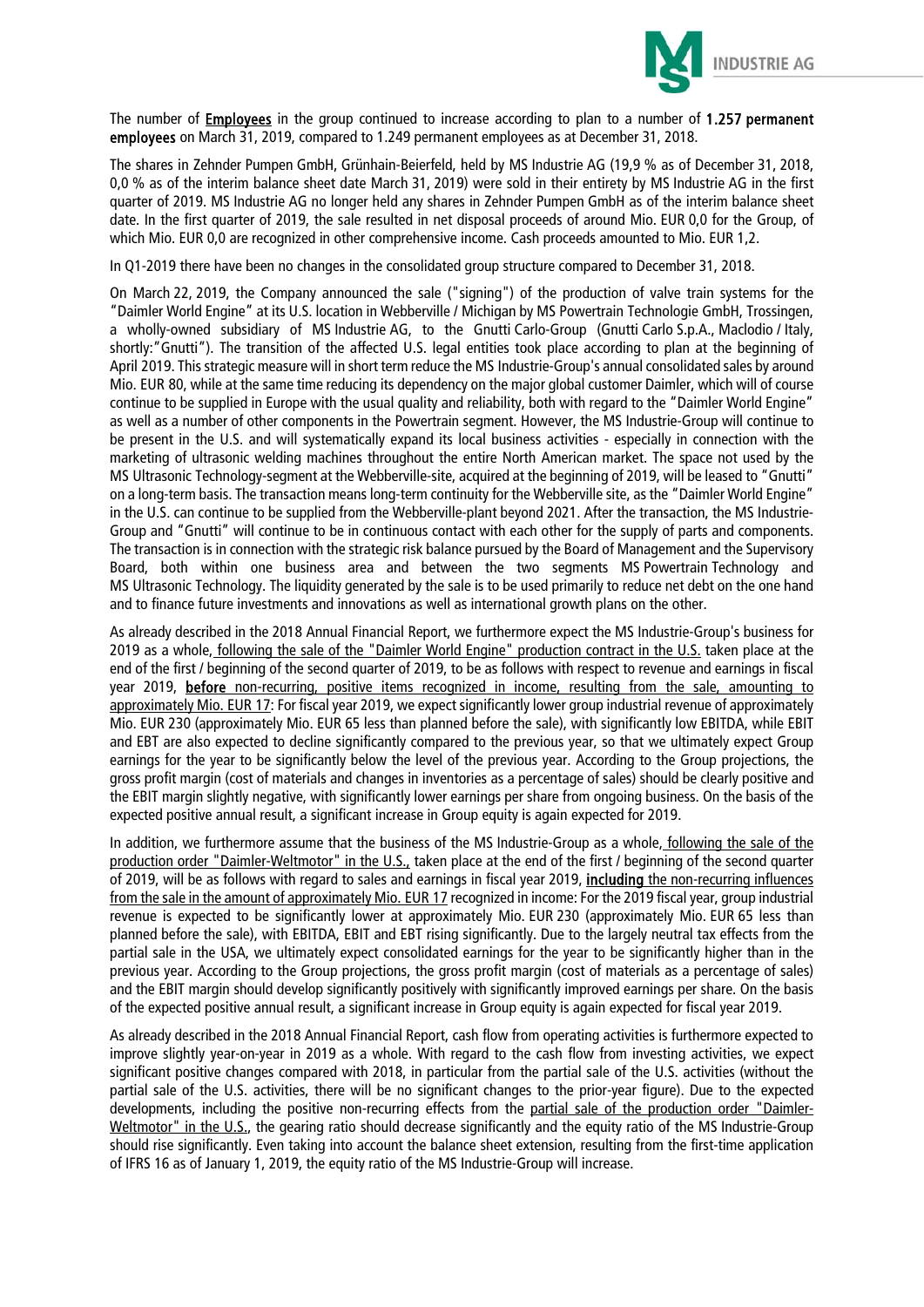The number of **Employees** in the group continued to increase according to plan to a number of **1.257 permanent employees** on March 31, 2019, compared to 1.249 permanent employees as at December 31, 2018.

The shares in Zehnder Pumpen GmbH, Grünhain-Beierfeld, held by MS Industrie AG (19,9 % as of December 31, 2018, 0,0 % as of the interim balance sheet date March 31, 2019) were sold in their entirety by MS Industrie AG in the first quarter of 2019. MS Industrie AG no longer held any shares in Zehnder Pumpen GmbH as of the interim balance sheet date. In the first quarter of 2019, the sale resulted in net disposal proceeds of around Mio. EUR 0,0 for the Group, of which Mio. EUR 0,0 are recognized in other comprehensive income. Cash proceeds amounted to Mio. EUR 1,2.

In Q1-2019 there have been no changes in the consolidated group structure compared to December 31, 2018.

On March 22, 2019, the Company announced the sale ("signing") of the production of valve train systems for the "Daimler World Engine" at its U.S. location in Webberville / Michigan by MS Powertrain Technologie GmbH, Trossingen, a wholly-owned subsidiary of MS Industrie AG, to the Gnutti Carlo-Group (Gnutti Carlo S.p.A., Maclodio / Italy, shortly:"Gnutti"). The transition of the affected U.S. legal entities took place according to plan at the beginning of April 2019. This strategic measure will in short term reduce the MS Industrie-Group's annual consolidated sales by around Mio. EUR 80, while at the same time reducing its dependency on the major global customer Daimler, which will of course continue to be supplied in Europe with the usual quality and reliability, both with regard to the "Daimler World Engine" as well as a number of other components in the Powertrain segment. However, the MS Industrie-Group will continue to be present in the U.S. and will systematically expand its local business activities - especially in connection with the marketing of ultrasonic welding machines throughout the entire North American market. The space not used by the MS Ultrasonic Technology-segment at the Webberville-site, acquired at the beginning of 2019, will be leased to "Gnutti" on a long-term basis. The transaction means long-term continuity for the Webberville site, as the "Daimler World Engine" in the U.S. can continue to be supplied from the Webberville-plant beyond 2021. After the transaction, the MS Industrie-Group and "Gnutti" will continue to be in continuous contact with each other for the supply of parts and components. The transaction is in connection with the strategic risk balance pursued by the Board of Management and the Supervisory Board, both within one business area and between the two segments MS Powertrain Technology and MS Ultrasonic Technology. The liquidity generated by the sale is to be used primarily to reduce net debt on the one hand and to finance future investments and innovations as well as international growth plans on the other.

As already described in the 2018 Annual Financial Report, we furthermore expect the MS Industrie-Group's business for 2019 as a whole, following the sale of the "Daimler World Engine" production contract in the U.S. taken place at the end of the first / beginning of the second quarter of 2019, to be as follows with respect to revenue and earnings in fiscal year 2019, **before** non-recurring, positive items recognized in income, resulting from the sale, amounting to approximately Mio. EUR 17: For fiscal year 2019, we expect significantly lower group industrial revenue of approximately Mio. EUR 230 (approximately Mio. EUR 65 less than planned before the sale), with significantly low EBITDA, while EBIT and EBT are also expected to decline significantly compared to the previous year, so that we ultimately expect Group earnings for the year to be significantly below the level of the previous year. According to the Group projections, the gross profit margin (cost of materials and changes in inventories as a percentage of sales) should be clearly positive and the EBIT margin slightly negative, with significantly lower earnings per share from ongoing business. On the basis of the expected positive annual result, a significant increase in Group equity is again expected for 2019.

In addition, we furthermore assume that the business of the MS Industrie-Group as a whole, following the sale of the production order "Daimler-Weltmotor" in the U.S., taken place at the end of the first / beginning of the second quarter of 2019, will be as follows with regard to sales and earnings in fiscal year 2019, **including** the non-recurring influences from the sale in the amount of approximately Mio. EUR 17 recognized in income: For the 2019 fiscal year, group industrial revenue is expected to be significantly lower at approximately Mio. EUR 230 (approximately Mio. EUR 65 less than planned before the sale), with EBITDA, EBIT and EBT rising significantly. Due to the largely neutral tax effects from the partial sale in the USA, we ultimately expect consolidated earnings for the year to be significantly higher than in the previous year. According to the Group projections, the gross profit margin (cost of materials as a percentage of sales) and the EBIT margin should develop significantly positively with significantly improved earnings per share. On the basis of the expected positive annual result, a significant increase in Group equity is again expected for fiscal year 2019.

As already described in the 2018 Annual Financial Report, cash flow from operating activities is furthermore expected to improve slightly year-on-year in 2019 as a whole. With regard to the cash flow from investing activities, we expect significant positive changes compared with 2018, in particular from the partial sale of the U.S. activities (without the partial sale of the U.S. activities, there will be no significant changes to the prior-year figure). Due to the expected developments, including the positive non-recurring effects from the partial sale of the production order "Daimler-Weltmotor" in the U.S., the gearing ratio should decrease significantly and the equity ratio of the MS Industrie-Group should rise significantly. Even taking into account the balance sheet extension, resulting from the first-time application of IFRS 16 as of January 1, 2019, the equity ratio of the MS Industrie-Group will increase.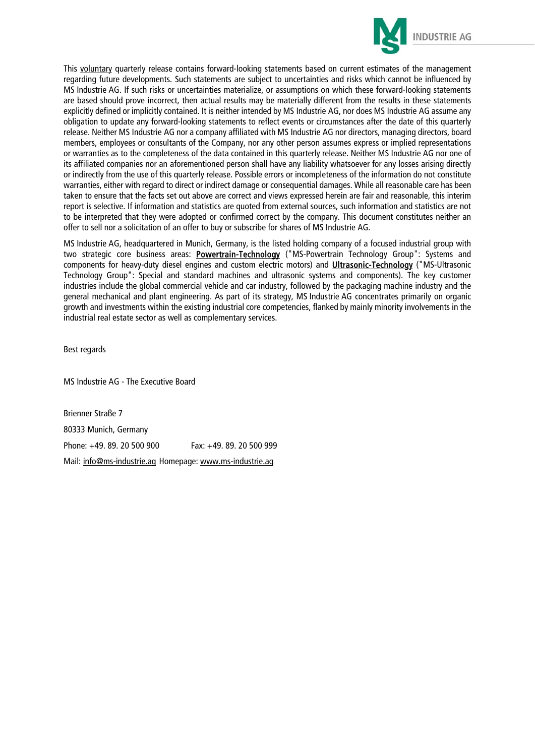This voluntary quarterly release contains forward-looking statements based on current estimates of the management regarding future developments. Such statements are subject to uncertainties and risks which cannot be influenced by MS Industrie AG. If such risks or uncertainties materialize, or assumptions on which these forward-looking statements are based should prove incorrect, then actual results may be materially different from the results in these statements explicitly defined or implicitly contained. It is neither intended by MS Industrie AG, nor does MS Industrie AG assume any obligation to update any forward-looking statements to reflect events or circumstances after the date of this quarterly release. Neither MS Industrie AG nor a company affiliated with MS Industrie AG nor directors, managing directors, board members, employees or consultants of the Company, nor any other person assumes express or implied representations or warranties as to the completeness of the data contained in this quarterly release. Neither MS Industrie AG nor one of its affiliated companies nor an aforementioned person shall have any liability whatsoever for any losses arising directly or indirectly from the use of this quarterly release. Possible errors or incompleteness of the information do not constitute warranties, either with regard to direct or indirect damage or consequential damages. While all reasonable care has been taken to ensure that the facts set out above are correct and views expressed herein are fair and reasonable, this interim report is selective. If information and statistics are quoted from external sources, such information and statistics are not to be interpreted that they were adopted or confirmed correct by the company. This document constitutes neither an offer to sell nor a solicitation of an offer to buy or subscribe for shares of MS Industrie AG.

MS Industrie AG, headquartered in Munich, Germany, is the listed holding company of a focused industrial group with two strategic core business areas: **Powertrain-Technology** ("MS-Powertrain Technology Group": Systems and components for heavy-duty diesel engines and custom electric motors) and **Ultrasonic-Technology** ("MS-Ultrasonic Technology Group": Special and standard machines and ultrasonic systems and components). The key customer industries include the global commercial vehicle and car industry, followed by the packaging machine industry and the general mechanical and plant engineering. As part of its strategy, MS Industrie AG concentrates primarily on organic growth and investments within the existing industrial core competencies, flanked by mainly minority involvements in the industrial real estate sector as well as complementary services.

Best regards

MS Industrie AG - The Executive Board

Brienner Straße 7

80333 Munich, Germany

Phone: +49. 89. 20 500 900    Fax: +49. 89. 20 500 999

Mail: info@ms-industrie.ag Homepage: www.ms-industrie.ag